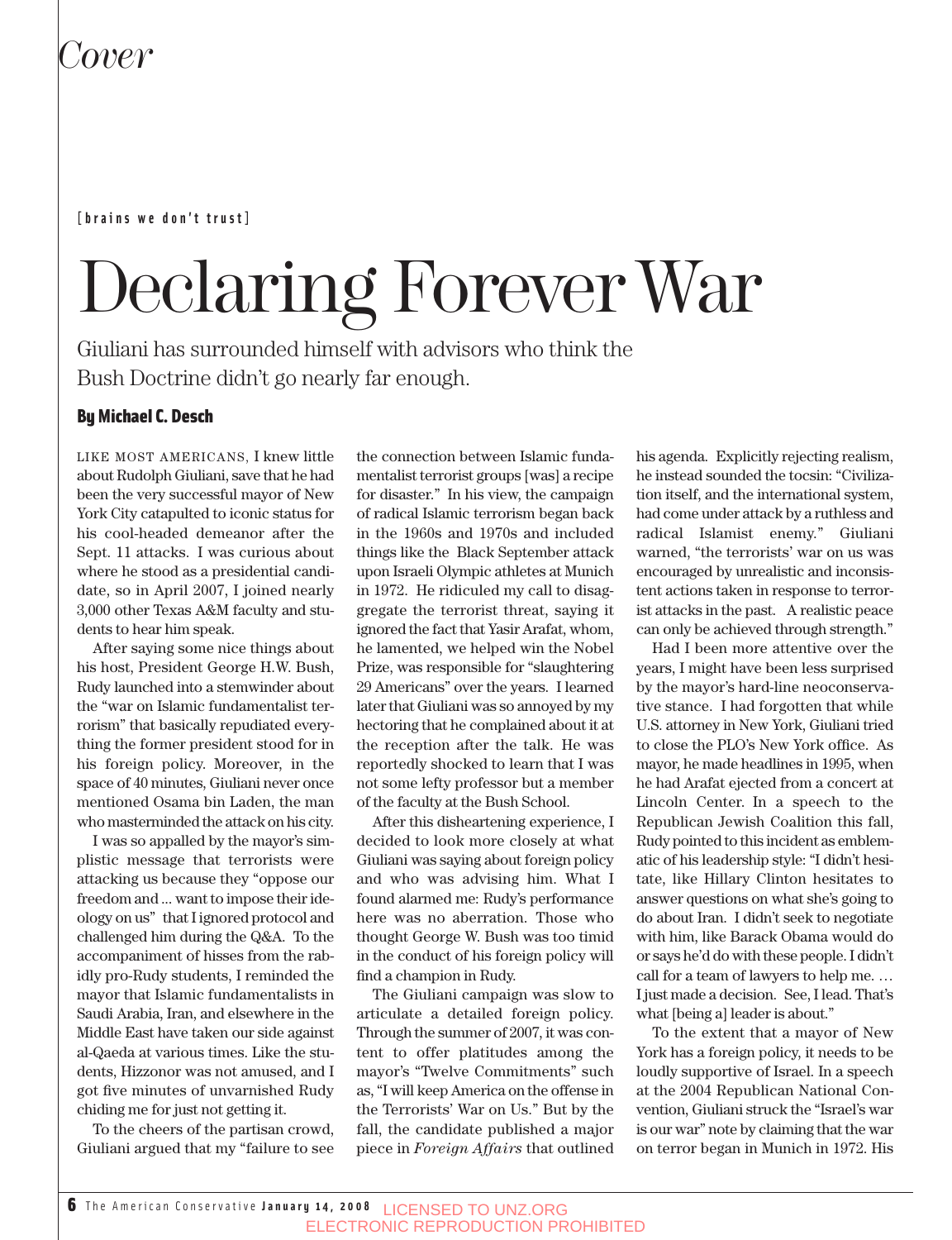*Cover*

[brains we don't trust]

# Declaring Forever War

Giuliani has surrounded himself with advisors who think the Bush Doctrine didn't go nearly far enough.

**By Michael C. Desch**

LIKE MOST AMERICANS, I knew little about Rudolph Giuliani, save that he had been the very successful mayor of New York City catapulted to iconic status for his cool-headed demeanor after the Sept. 11 attacks. I was curious about where he stood as a presidential candidate, so in April 2007, I joined nearly 3,000 other Texas A&M faculty and students to hear him speak.

After saying some nice things about his host, President George H.W. Bush, Rudy launched into a stemwinder about the "war on Islamic fundamentalist terrorism" that basically repudiated everything the former president stood for in his foreign policy. Moreover, in the space of 40 minutes, Giuliani never once mentioned Osama bin Laden, the man who masterminded the attack on his city.

I was so appalled by the mayor's simplistic message that terrorists were attacking us because they "oppose our freedom and ... want to impose their ideology on us" that I ignored protocol and challenged him during the Q&A. To the accompaniment of hisses from the rabidly pro-Rudy students, I reminded the mayor that Islamic fundamentalists in Saudi Arabia, Iran, and elsewhere in the Middle East have taken our side against al-Qaeda at various times. Like the students, Hizzonor was not amused, and I got five minutes of unvarnished Rudy chiding me for just not getting it.

To the cheers of the partisan crowd, Giuliani argued that my "failure to see the connection between Islamic fundamentalist terrorist groups [was] a recipe for disaster." In his view, the campaign of radical Islamic terrorism began back in the 1960s and 1970s and included things like the Black September attack upon Israeli Olympic athletes at Munich in 1972. He ridiculed my call to disaggregate the terrorist threat, saying it ignored the fact that Yasir Arafat, whom, he lamented, we helped win the Nobel Prize, was responsible for "slaughtering 29 Americans" over the years. I learned later that Giuliani was so annoyed by my hectoring that he complained about it at the reception after the talk. He was reportedly shocked to learn that I was not some lefty professor but a member of the faculty at the Bush School.

After this disheartening experience, I decided to look more closely at what Giuliani was saying about foreign policy and who was advising him. What I found alarmed me: Rudy's performance here was no aberration. Those who thought George W. Bush was too timid in the conduct of his foreign policy will find a champion in Rudy.

The Giuliani campaign was slow to articulate a detailed foreign policy. Through the summer of 2007, it was content to offer platitudes among the mayor's "Twelve Commitments" such as, "I will keep America on the offense in the Terrorists' War on Us." But by the fall, the candidate published a major piece in *Foreign Affairs* that outlined his agenda. Explicitly rejecting realism, he instead sounded the tocsin: "Civilization itself, and the international system, had come under attack by a ruthless and radical Islamist enemy." Giuliani warned, "the terrorists' war on us was encouraged by unrealistic and inconsistent actions taken in response to terrorist attacks in the past. A realistic peace can only be achieved through strength."

Had I been more attentive over the years, I might have been less surprised by the mayor's hard-line neoconservative stance. I had forgotten that while U.S. attorney in New York, Giuliani tried to close the PLO's New York office. As mayor, he made headlines in 1995, when he had Arafat ejected from a concert at Lincoln Center. In a speech to the Republican Jewish Coalition this fall, Rudy pointed to this incident as emblematic of his leadership style: "I didn't hesitate, like Hillary Clinton hesitates to answer questions on what she's going to do about Iran. I didn't seek to negotiate with him, like Barack Obama would do or says he'd do with these people. I didn't call for a team of lawyers to help me. … I just made a decision. See, I lead. That's what [being a] leader is about."

To the extent that a mayor of New York has a foreign policy, it needs to be loudly supportive of Israel. In a speech at the 2004 Republican National Convention, Giuliani struck the "Israel's war is our war" note by claiming that the war on terror began in Munich in 1972. His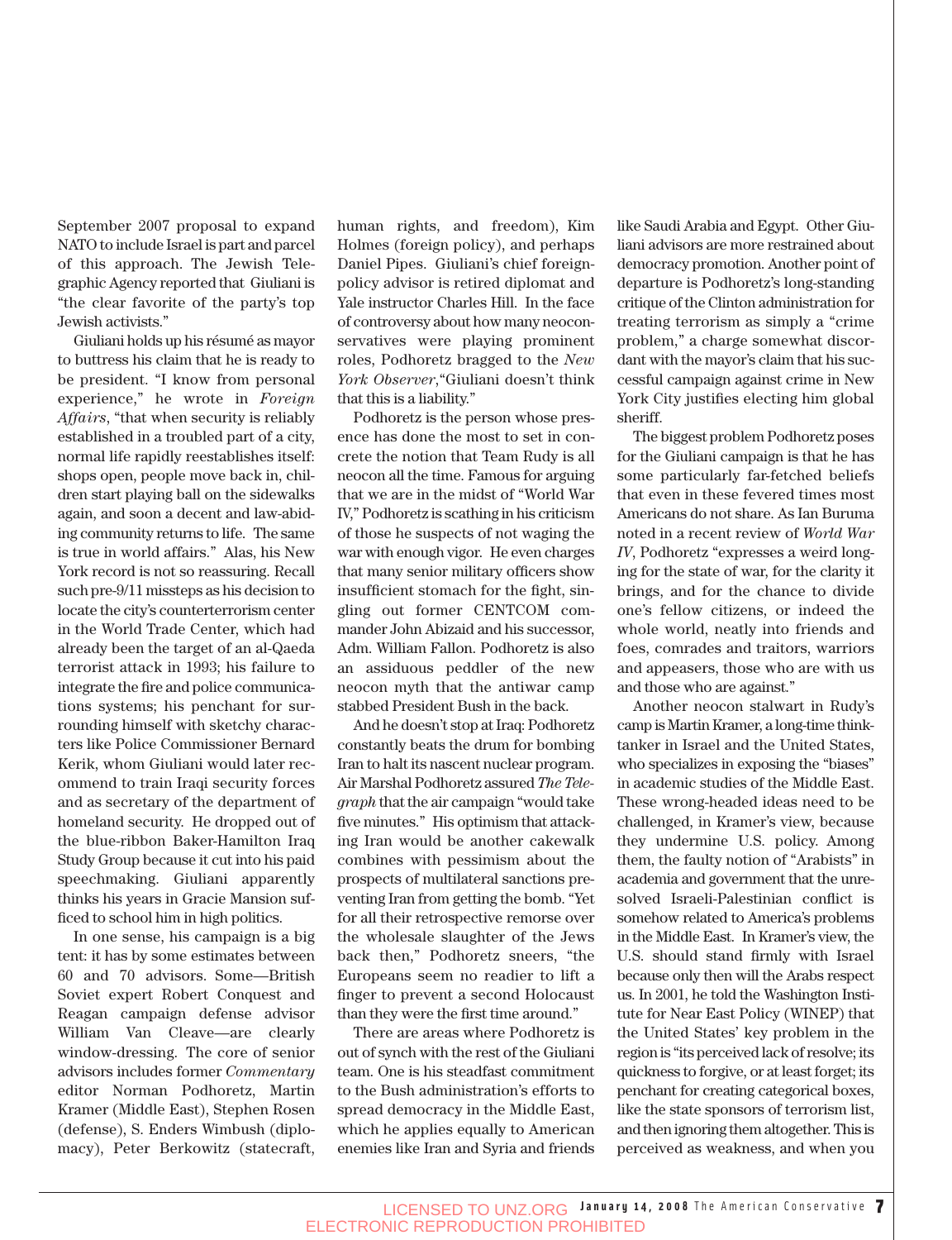September 2007 proposal to expand NATO to include Israel is part and parcel of this approach. The Jewish Telegraphic Agency reported that Giuliani is "the clear favorite of the party's top Jewish activists."

Giuliani holds up his résumé as mayor to buttress his claim that he is ready to be president. "I know from personal experience," he wrote in *Foreign Affairs*, "that when security is reliably established in a troubled part of a city, normal life rapidly reestablishes itself: shops open, people move back in, children start playing ball on the sidewalks again, and soon a decent and law-abiding community returns to life. The same is true in world affairs." Alas, his New York record is not so reassuring. Recall such pre-9/11 missteps as his decision to locate the city's counterterrorism center in the World Trade Center, which had already been the target of an al-Qaeda terrorist attack in 1993; his failure to integrate the fire and police communications systems; his penchant for surrounding himself with sketchy characters like Police Commissioner Bernard Kerik, whom Giuliani would later recommend to train Iraqi security forces and as secretary of the department of homeland security. He dropped out of the blue-ribbon Baker-Hamilton Iraq Study Group because it cut into his paid speechmaking. Giuliani apparently thinks his years in Gracie Mansion sufficed to school him in high politics.

In one sense, his campaign is a big tent: it has by some estimates between 60 and 70 advisors. Some—British Soviet expert Robert Conquest and Reagan campaign defense advisor William Van Cleave—are clearly window-dressing. The core of senior advisors includes former *Commentary* editor Norman Podhoretz, Martin Kramer (Middle East), Stephen Rosen (defense), S. Enders Wimbush (diplomacy), Peter Berkowitz (statecraft, human rights, and freedom), Kim Holmes (foreign policy), and perhaps Daniel Pipes. Giuliani's chief foreign-policy advisor is retired diplomat and Yale instructor Charles Hill. In the face of controversy about how many neoconservatives were playing prominent roles, Podhoretz bragged to the *New York Observer*,"Giuliani doesn't think that this is a liability."

Podhoretz is the person whose presence has done the most to set in concrete the notion that Team Rudy is all neocon all the time. Famous for arguing that we are in the midst of "World War IV," Podhoretz is scathing in his criticism of those he suspects of not waging the war with enough vigor. He even charges that many senior military officers show insufficient stomach for the fight, singling out former CENTCOM commander John Abizaid and his successor, Adm. William Fallon. Podhoretz is also an assiduous peddler of the new neocon myth that the antiwar camp stabbed President Bush in the back.

And he doesn't stop at Iraq: Podhoretz constantly beats the drum for bombing Iran to halt its nascent nuclear program. Air Marshal Podhoretz assured *The Telegraph* that the air campaign "would take five minutes." His optimism that attacking Iran would be another cakewalk combines with pessimism about the prospects of multilateral sanctions preventing Iran from getting the bomb. "Yet for all their retrospective remorse over the wholesale slaughter of the Jews back then," Podhoretz sneers, "the Europeans seem no readier to lift a finger to prevent a second Holocaust than they were the first time around."

There are areas where Podhoretz is out of synch with the rest of the Giuliani team. One is his steadfast commitment to the Bush administration's efforts to spread democracy in the Middle East, which he applies equally to American enemies like Iran and Syria and friends like Saudi Arabia and Egypt. Other Giuliani advisors are more restrained about democracy promotion. Another point of departure is Podhoretz's long-standing critique of the Clinton administration for treating terrorism as simply a "crime problem," a charge somewhat discordant with the mayor's claim that his successful campaign against crime in New York City justifies electing him global sheriff.

The biggest problem Podhoretz poses for the Giuliani campaign is that he has some particularly far-fetched beliefs that even in these fevered times most Americans do not share. As Ian Buruma noted in a recent review of *World War IV*, Podhoretz "expresses a weird longing for the state of war, for the clarity it brings, and for the chance to divide one's fellow citizens, or indeed the whole world, neatly into friends and foes, comrades and traitors, warriors and appeasers, those who are with us and those who are against."

Another neocon stalwart in Rudy's camp is Martin Kramer, a long-time think-tanker in Israel and the United States, who specializes in exposing the "biases" in academic studies of the Middle East. These wrong-headed ideas need to be challenged, in Kramer's view, because they undermine U.S. policy. Among them, the faulty notion of "Arabists" in academia and government that the unresolved Israeli-Palestinian conflict is somehow related to America's problems in the Middle East. In Kramer's view, the U.S. should stand firmly with Israel because only then will the Arabs respect us. In 2001, he told the Washington Institute for Near East Policy (WINEP) that the United States' key problem in the region is "its perceived lack of resolve; its quickness to forgive, or at least forget; its penchant for creating categorical boxes, like the state sponsors of terrorism list, and then ignoring them altogether. This is perceived as weakness, and when you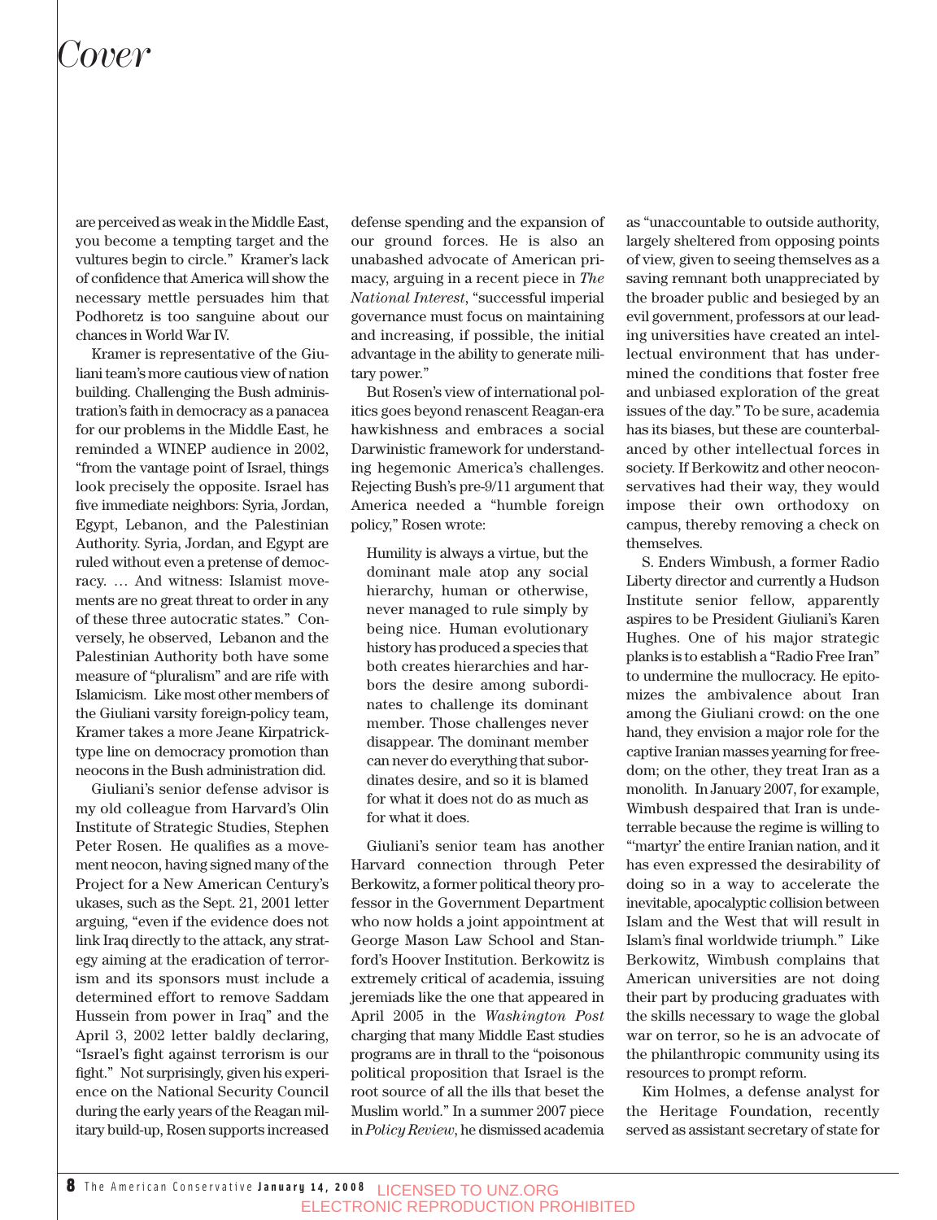are perceived as weak in the Middle East, you become a tempting target and the vultures begin to circle." Kramer's lack of confidence that America will show the necessary mettle persuades him that Podhoretz is too sanguine about our chances in World War IV.

Kramer is representative of the Giuliani team's more cautious view of nation building. Challenging the Bush administration's faith in democracy as a panacea for our problems in the Middle East, he reminded a WINEP audience in 2002, "from the vantage point of Israel, things look precisely the opposite. Israel has five immediate neighbors: Syria, Jordan, Egypt, Lebanon, and the Palestinian Authority. Syria, Jordan, and Egypt are ruled without even a pretense of democracy. … And witness: Islamist movements are no great threat to order in any of these three autocratic states." Conversely, he observed, Lebanon and the Palestinian Authority both have some measure of "pluralism" and are rife with Islamicism. Like most other members of the Giuliani varsity foreign-policy team, Kramer takes a more Jeane Kirpatrick-type line on democracy promotion than neocons in the Bush administration did.

Giuliani's senior defense advisor is my old colleague from Harvard's Olin Institute of Strategic Studies, Stephen Peter Rosen. He qualifies as a movement neocon, having signed many of the Project for a New American Century's ukases, such as the Sept. 21, 2001 letter arguing, "even if the evidence does not link Iraq directly to the attack, any strategy aiming at the eradication of terrorism and its sponsors must include a determined effort to remove Saddam Hussein from power in Iraq" and the April 3, 2002 letter baldly declaring, "Israel's fight against terrorism is our fight." Not surprisingly, given his experience on the National Security Council during the early years of the Reagan military build-up, Rosen supports increased defense spending and the expansion of our ground forces. He is also an unabashed advocate of American primacy, arguing in a recent piece in *The National Interest*, "successful imperial governance must focus on maintaining and increasing, if possible, the initial advantage in the ability to generate military power."

But Rosen's view of international politics goes beyond renascent Reagan-era hawkishness and embraces a social Darwinistic framework for understanding hegemonic America's challenges. Rejecting Bush's pre-9/11 argument that America needed a "humble foreign policy," Rosen wrote:

> Humility is always a virtue, but the dominant male atop any social hierarchy, human or otherwise, never managed to rule simply by being nice. Human evolutionary history has produced a species that both creates hierarchies and harbors the desire among subordinates to challenge its dominant member. Those challenges never disappear. The dominant member can never do everything that subordinates desire, and so it is blamed for what it does not do as much as for what it does.

Giuliani's senior team has another Harvard connection through Peter Berkowitz, a former political theory professor in the Government Department who now holds a joint appointment at George Mason Law School and Stanford's Hoover Institution. Berkowitz is extremely critical of academia, issuing jeremiads like the one that appeared in April 2005 in the *Washington Post* charging that many Middle East studies programs are in thrall to the "poisonous political proposition that Israel is the root source of all the ills that beset the Muslim world." In a summer 2007 piece in *Policy Review*, he dismissed academia as "unaccountable to outside authority, largely sheltered from opposing points of view, given to seeing themselves as a saving remnant both unappreciated by the broader public and besieged by an evil government, professors at our leading universities have created an intellectual environment that has undermined the conditions that foster free and unbiased exploration of the great issues of the day." To be sure, academia has its biases, but these are counterbalanced by other intellectual forces in society. If Berkowitz and other neoconservatives had their way, they would impose their own orthodoxy on campus, thereby removing a check on themselves.

S. Enders Wimbush, a former Radio Liberty director and currently a Hudson Institute senior fellow, apparently aspires to be President Giuliani's Karen Hughes. One of his major strategic planks is to establish a "Radio Free Iran" to undermine the mullocracy. He epitomizes the ambivalence about Iran among the Giuliani crowd: on the one hand, they envision a major role for the captive Iranian masses yearning for freedom; on the other, they treat Iran as a monolith. In January 2007, for example, Wimbush despaired that Iran is undeterrable because the regime is willing to "'martyr' the entire Iranian nation, and it has even expressed the desirability of doing so in a way to accelerate the inevitable, apocalyptic collision between Islam and the West that will result in Islam's final worldwide triumph." Like Berkowitz, Wimbush complains that American universities are not doing their part by producing graduates with the skills necessary to wage the global war on terror, so he is an advocate of the philanthropic community using its resources to prompt reform.

Kim Holmes, a defense analyst for the Heritage Foundation, recently served as assistant secretary of state for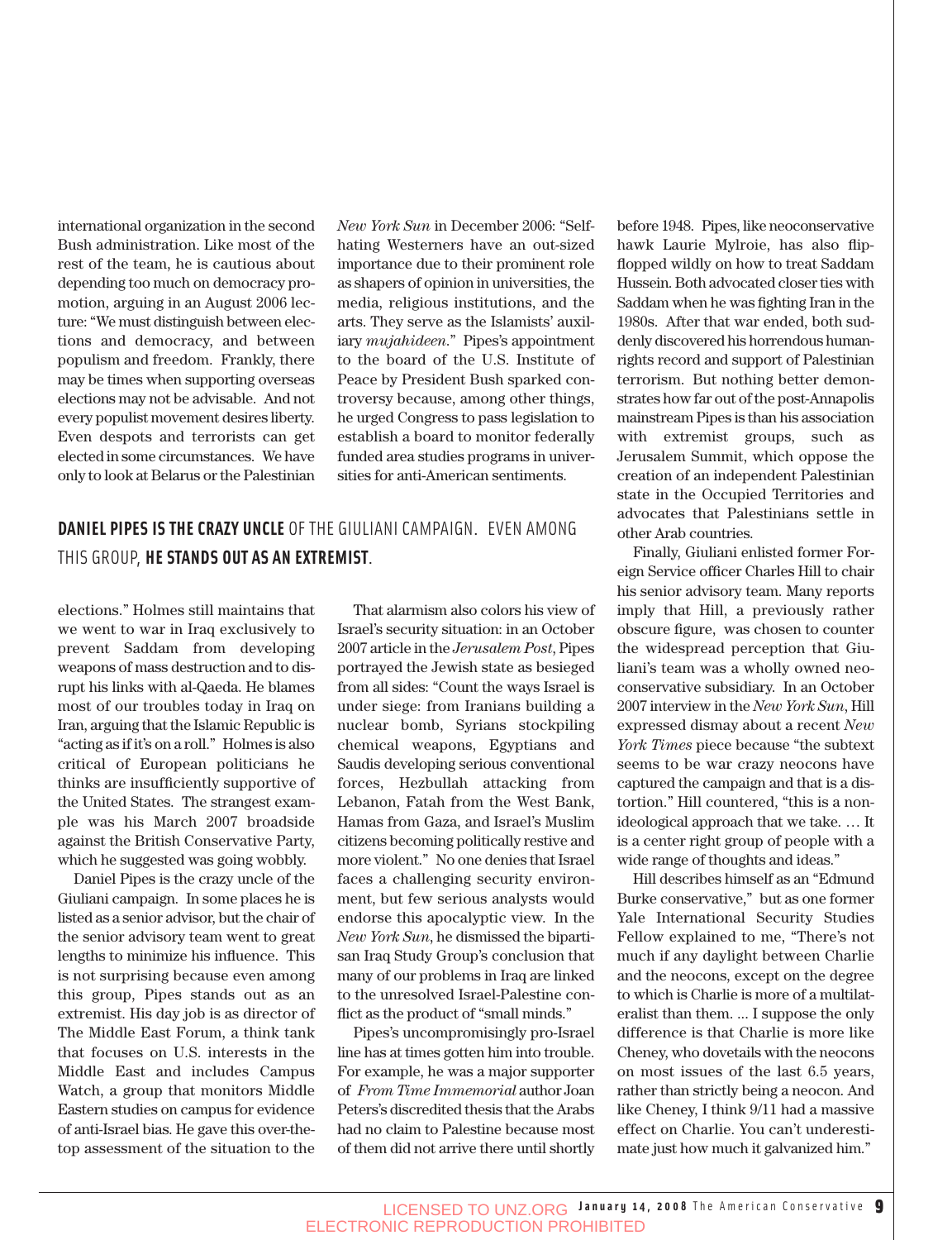international organization in the second Bush administration. Like most of the rest of the team, he is cautious about depending too much on democracy promotion, arguing in an August 2006 lecture: "We must distinguish between elections and democracy, and between populism and freedom. Frankly, there may be times when supporting overseas elections may not be advisable. And not every populist movement desires liberty. Even despots and terrorists can get elected in some circumstances. We have only to look at Belarus or the Palestinian elections." Holmes still maintains that we went to war in Iraq exclusively to prevent Saddam from developing weapons of mass destruction and to disrupt his links with al-Qaeda. He blames most of our troubles today in Iraq on Iran, arguing that the Islamic Republic is "acting as if it's on a roll." Holmes is also critical of European politicians he thinks are insufficiently supportive of the United States. The strangest example was his March 2007 broadside against the British Conservative Party, which he suggested was going wobbly.

**DANIEL PIPES IS THE CRAZY UNCLE** OF THE GIULIANI CAMPAIGN. EVEN AMONG THIS GROUP, **HE STANDS OUT AS AN EXTREMIST**.

Daniel Pipes is the crazy uncle of the Giuliani campaign. In some places he is listed as a senior advisor, but the chair of the senior advisory team went to great lengths to minimize his influence. This is not surprising because even among this group, Pipes stands out as an extremist. His day job is as director of The Middle East Forum, a think tank that focuses on U.S. interests in the Middle East and includes Campus Watch, a group that monitors Middle Eastern studies on campus for evidence of anti-Israel bias. He gave this over-the-top assessment of the situation to the *New York Sun* in December 2006: "Self-hating Westerners have an out-sized importance due to their prominent role as shapers of opinion in universities, the media, religious institutions, and the arts. They serve as the Islamists' auxiliary *mujahideen*." Pipes's appointment to the board of the U.S. Institute of Peace by President Bush sparked controversy because, among other things, he urged Congress to pass legislation to establish a board to monitor federally funded area studies programs in universities for anti-American sentiments.

That alarmism also colors his view of Israel's security situation: in an October 2007 article in the *Jerusalem Post*, Pipes portrayed the Jewish state as besieged from all sides: "Count the ways Israel is under siege: from Iranians building a nuclear bomb, Syrians stockpiling chemical weapons, Egyptians and Saudis developing serious conventional forces, Hezbullah attacking from Lebanon, Fatah from the West Bank, Hamas from Gaza, and Israel's Muslim citizens becoming politically restive and more violent." No one denies that Israel faces a challenging security environment, but few serious analysts would endorse this apocalyptic view. In the *New York Sun*, he dismissed the bipartisan Iraq Study Group's conclusion that many of our problems in Iraq are linked to the unresolved Israel-Palestine conflict as the product of "small minds."

Pipes's uncompromisingly pro-Israel line has at times gotten him into trouble. For example, he was a major supporter of *From Time Immemorial* author Joan Peters's discredited thesis that the Arabs had no claim to Palestine because most of them did not arrive there until shortly before 1948. Pipes, like neoconservative hawk Laurie Mylroie, has also flip-flopped wildly on how to treat Saddam Hussein. Both advocated closer ties with Saddam when he was fighting Iran in the 1980s. After that war ended, both suddenly discovered his horrendous human-rights record and support of Palestinian terrorism. But nothing better demonstrates how far out of the post-Annapolis mainstream Pipes is than his association with extremist groups, such as Jerusalem Summit, which oppose the creation of an independent Palestinian state in the Occupied Territories and advocates that Palestinians settle in other Arab countries.

Finally, Giuliani enlisted former Foreign Service officer Charles Hill to chair his senior advisory team. Many reports imply that Hill, a previously rather obscure figure, was chosen to counter the widespread perception that Giuliani's team was a wholly owned neoconservative subsidiary. In an October 2007 interview in the *New York Sun*, Hill expressed dismay about a recent *New York Times* piece because "the subtext seems to be war crazy neocons have captured the campaign and that is a distortion." Hill countered, "this is a non-ideological approach that we take. … It is a center right group of people with a wide range of thoughts and ideas."

Hill describes himself as an "Edmund Burke conservative," but as one former Yale International Security Studies Fellow explained to me, "There's not much if any daylight between Charlie and the neocons, except on the degree to which is Charlie is more of a multilateralist than them. ... I suppose the only difference is that Charlie is more like Cheney, who dovetails with the neocons on most issues of the last 6.5 years, rather than strictly being a neocon. And like Cheney, I think 9/11 had a massive effect on Charlie. You can't underestimate just how much it galvanized him."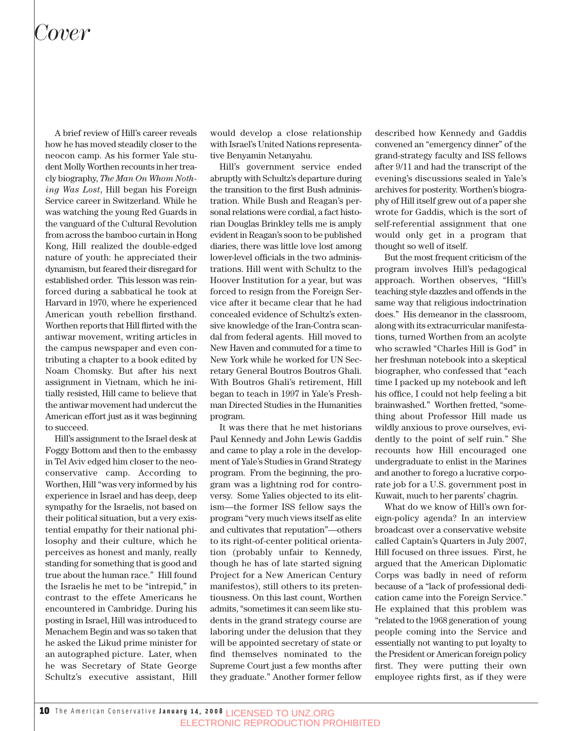A brief review of Hill's career reveals how he has moved steadily closer to the neocon camp. As his former Yale student Molly Worthen recounts in her treacly biography, *The Man On Whom Nothing Was Lost*, Hill began his Foreign Service career in Switzerland. While he was watching the young Red Guards in the vanguard of the Cultural Revolution from across the bamboo curtain in Hong Kong, Hill realized the double-edged nature of youth: he appreciated their dynamism, but feared their disregard for established order. This lesson was reinforced during a sabbatical he took at Harvard in 1970, where he experienced American youth rebellion firsthand. Worthen reports that Hill flirted with the antiwar movement, writing articles in the campus newspaper and even contributing a chapter to a book edited by Noam Chomsky. But after his next assignment in Vietnam, which he initially resisted, Hill came to believe that the antiwar movement had undercut the American effort just as it was beginning to succeed.

Hill's assignment to the Israel desk at Foggy Bottom and then to the embassy in Tel Aviv edged him closer to the neoconservative camp. According to Worthen, Hill "was very informed by his experience in Israel and has deep, deep sympathy for the Israelis, not based on their political situation, but a very existential empathy for their national philosophy and their culture, which he perceives as honest and manly, really standing for something that is good and true about the human race." Hill found the Israelis he met to be "intrepid," in contrast to the effete Americans he encountered in Cambridge. During his posting in Israel, Hill was introduced to Menachem Begin and was so taken that he asked the Likud prime minister for an autographed picture. Later, when he was Secretary of State George Schultz's executive assistant, Hill would develop a close relationship with Israel's United Nations representative Benyamin Netanyahu.

Hill's government service ended abruptly with Schultz's departure during the transition to the first Bush administration. While Bush and Reagan's personal relations were cordial, a fact historian Douglas Brinkley tells me is amply evident in Reagan's soon to be published diaries, there was little love lost among lower-level officials in the two administrations. Hill went with Schultz to the Hoover Institution for a year, but was forced to resign from the Foreign Service after it became clear that he had concealed evidence of Schultz's extensive knowledge of the Iran-Contra scandal from federal agents. Hill moved to New Haven and commuted for a time to New York while he worked for UN Secretary General Boutros Boutros Ghali. With Boutros Ghali's retirement, Hill began to teach in 1997 in Yale's Freshman Directed Studies in the Humanities program.

It was there that he met historians Paul Kennedy and John Lewis Gaddis and came to play a role in the development of Yale's Studies in Grand Strategy program. From the beginning, the program was a lightning rod for controversy. Some Yalies objected to its elitism—the former ISS fellow says the program "very much views itself as elite and cultivates that reputation"—others to its right-of-center political orientation (probably unfair to Kennedy, though he has of late started signing Project for a New American Century manifestos), still others to its pretentiousness. On this last count, Worthen admits, "sometimes it can seem like students in the grand strategy course are laboring under the delusion that they will be appointed secretary of state or find themselves nominated to the Supreme Court just a few months after they graduate." Another former fellow described how Kennedy and Gaddis convened an "emergency dinner" of the grand-strategy faculty and ISS fellows after 9/11 and had the transcript of the evening's discussions sealed in Yale's archives for posterity. Worthen's biography of Hill itself grew out of a paper she wrote for Gaddis, which is the sort of self-referential assignment that one would only get in a program that thought so well of itself.

But the most frequent criticism of the program involves Hill's pedagogical approach. Worthen observes, "Hill's teaching style dazzles and offends in the same way that religious indoctrination does." His demeanor in the classroom, along with its extracurricular manifestations, turned Worthen from an acolyte who scrawled "Charles Hill is God" in her freshman notebook into a skeptical biographer, who confessed that "each time I packed up my notebook and left his office, I could not help feeling a bit brainwashed." Worthen fretted, "something about Professor Hill made us wildly anxious to prove ourselves, evidently to the point of self ruin." She recounts how Hill encouraged one undergraduate to enlist in the Marines and another to forego a lucrative corporate job for a U.S. government post in Kuwait, much to her parents' chagrin.

What do we know of Hill's own foreign-policy agenda? In an interview broadcast over a conservative website called Captain's Quarters in July 2007, Hill focused on three issues. First, he argued that the American Diplomatic Corps was badly in need of reform because of a "lack of professional dedication came into the Foreign Service." He explained that this problem was "related to the 1968 generation of young people coming into the Service and essentially not wanting to put loyalty to the President or American foreign policy first. They were putting their own employee rights first, as if they were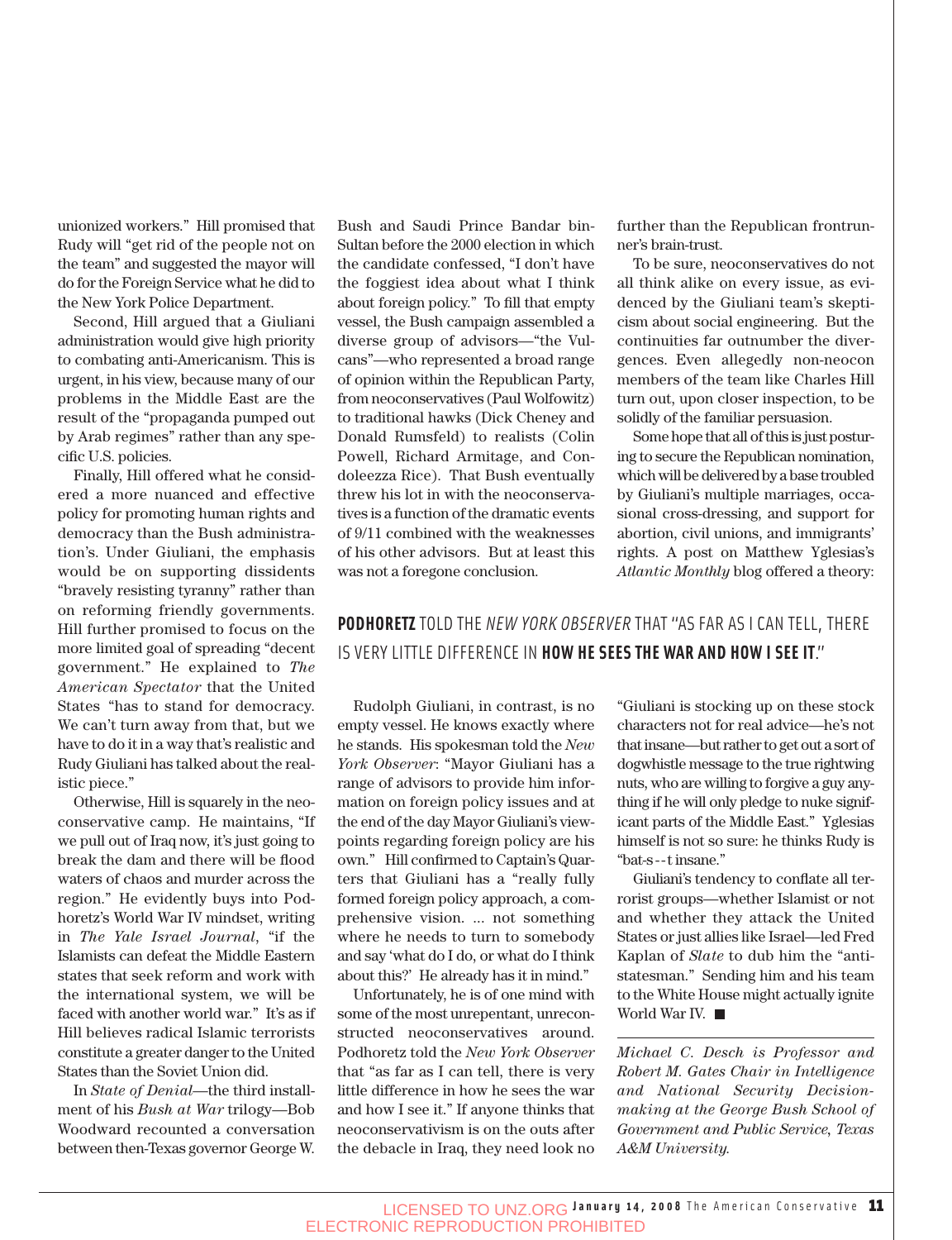unionized workers." Hill promised that Rudy will "get rid of the people not on the team" and suggested the mayor will do for the Foreign Service what he did to the New York Police Department.

Second, Hill argued that a Giuliani administration would give high priority to combating anti-Americanism. This is urgent, in his view, because many of our problems in the Middle East are the result of the "propaganda pumped out by Arab regimes" rather than any specific U.S. policies.

Finally, Hill offered what he considered a more nuanced and effective policy for promoting human rights and democracy than the Bush administration's. Under Giuliani, the emphasis would be on supporting dissidents "bravely resisting tyranny" rather than on reforming friendly governments. Hill further promised to focus on the more limited goal of spreading "decent government." He explained to *The American Spectator* that the United States "has to stand for democracy. We can't turn away from that, but we have to do it in a way that's realistic and Rudy Giuliani has talked about the realistic piece."

Otherwise, Hill is squarely in the neoconservative camp. He maintains, "If we pull out of Iraq now, it's just going to break the dam and there will be flood waters of chaos and murder across the region." He evidently buys into Podhoretz's World War IV mindset, writing in *The Yale Israel Journal*, "if the Islamists can defeat the Middle Eastern states that seek reform and work with the international system, we will be faced with another world war." It's as if Hill believes radical Islamic terrorists constitute a greater danger to the United States than the Soviet Union did.

In *State of Denial*—the third installment of his *Bush at War* trilogy—Bob Woodward recounted a conversation between then-Texas governor George W. Bush and Saudi Prince Bandar bin-Sultan before the 2000 election in which the candidate confessed, "I don't have the foggiest idea about what I think about foreign policy." To fill that empty vessel, the Bush campaign assembled a diverse group of advisors—"the Vulcans"—who represented a broad range of opinion within the Republican Party, from neoconservatives (Paul Wolfowitz) to traditional hawks (Dick Cheney and Donald Rumsfeld) to realists (Colin Powell, Richard Armitage, and Condoleezza Rice). That Bush eventually threw his lot in with the neoconservatives is a function of the dramatic events of 9/11 combined with the weaknesses of his other advisors. But at least this was not a foregone conclusion.

Rudolph Giuliani, in contrast, is no empty vessel. He knows exactly where he stands. His spokesman told the *New York Observer*: "Mayor Giuliani has a range of advisors to provide him information on foreign policy issues and at the end of the day Mayor Giuliani's viewpoints regarding foreign policy are his own." Hill confirmed to Captain's Quarters that Giuliani has a "really fully formed foreign policy approach, a comprehensive vision. ... not something where he needs to turn to somebody and say 'what do I do, or what do I think about this?' He already has it in mind."

Unfortunately, he is of one mind with some of the most unrepentant, unreconstructed neoconservatives around. Podhoretz told the *New York Observer* that "as far as I can tell, there is very little difference in how he sees the war and how I see it." If anyone thinks that neoconservativism is on the outs after the debacle in Iraq, they need look no further than the Republican frontrunner's brain-trust.

**PODHORETZ** TOLD THE *NEW YORK OBSERVER* THAT "AS FAR AS I CAN TELL, THERE IS VERY LITTLE DIFFERENCE IN **HOW HE SEES THE WAR AND HOW I SEE IT**."

To be sure, neoconservatives do not all think alike on every issue, as evidenced by the Giuliani team's skepticism about social engineering. But the continuities far outnumber the divergences. Even allegedly non-neocon members of the team like Charles Hill turn out, upon closer inspection, to be solidly of the familiar persuasion.

Some hope that all of this is just posturing to secure the Republican nomination, which will be delivered by a base troubled by Giuliani's multiple marriages, occasional cross-dressing, and support for abortion, civil unions, and immigrants' rights. A post on Matthew Yglesias's *Atlantic Monthly* blog offered a theory: "Giuliani is stocking up on these stock characters not for real advice—he's not that insane—but rather to get out a sort of dogwhistle message to the true rightwing nuts, who are willing to forgive a guy anything if he will only pledge to nuke significant parts of the Middle East." Yglesias himself is not so sure: he thinks Rudy is "bat-s--t insane."

Giuliani's tendency to conflate all terrorist groups—whether Islamist or not and whether they attack the United States or just allies like Israel—led Fred Kaplan of *Slate* to dub him the "antistatesman." Sending him and his team to the White House might actually ignite World War IV. ■

---

*Michael C. Desch is Professor and Robert M. Gates Chair in Intelligence and National Security Decision-making at the George Bush School of Government and Public Service, Texas A&M University.*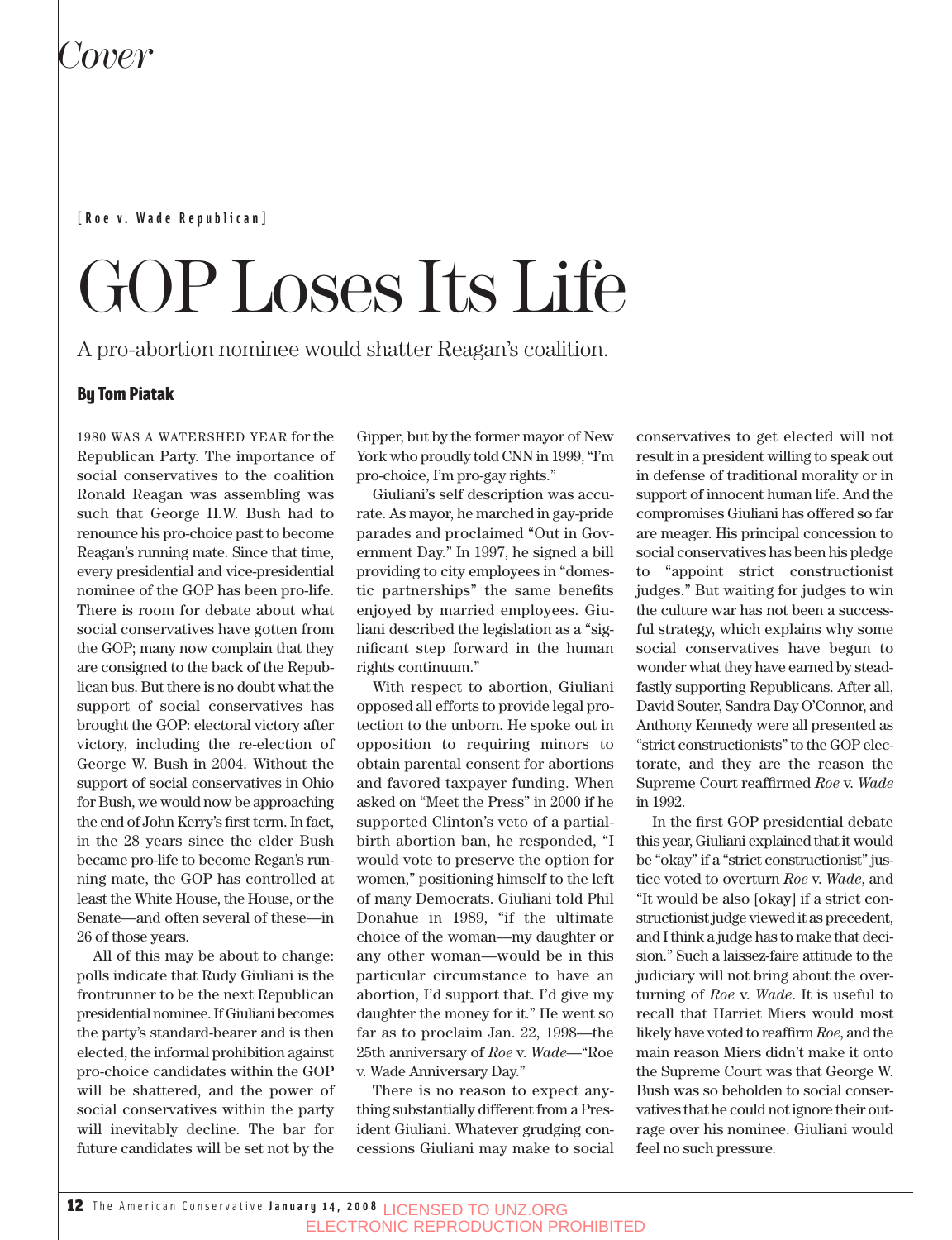*Cover*

[Roe v. Wade Republican]

# GOP Loses Its Life

A pro-abortion nominee would shatter Reagan's coalition.

**By Tom Piatak**

1980 WAS A WATERSHED YEAR for the Republican Party. The importance of social conservatives to the coalition Ronald Reagan was assembling was such that George H.W. Bush had to renounce his pro-choice past to become Reagan's running mate. Since that time, every presidential and vice-presidential nominee of the GOP has been pro-life. There is room for debate about what social conservatives have gotten from the GOP; many now complain that they are consigned to the back of the Republican bus. But there is no doubt what the support of social conservatives has brought the GOP: electoral victory after victory, including the re-election of George W. Bush in 2004. Without the support of social conservatives in Ohio for Bush, we would now be approaching the end of John Kerry's first term. In fact, in the 28 years since the elder Bush became pro-life to become Regan's running mate, the GOP has controlled at least the White House, the House, or the Senate—and often several of these—in 26 of those years.

All of this may be about to change: polls indicate that Rudy Giuliani is the frontrunner to be the next Republican presidential nominee. If Giuliani becomes the party's standard-bearer and is then elected, the informal prohibition against pro-choice candidates within the GOP will be shattered, and the power of social conservatives within the party will inevitably decline. The bar for future candidates will be set not by the Gipper, but by the former mayor of New York who proudly told CNN in 1999, "I'm pro-choice, I'm pro-gay rights."

Giuliani's self description was accurate. As mayor, he marched in gay-pride parades and proclaimed "Out in Government Day." In 1997, he signed a bill providing to city employees in "domestic partnerships" the same benefits enjoyed by married employees. Giuliani described the legislation as a "significant step forward in the human rights continuum."

With respect to abortion, Giuliani opposed all efforts to provide legal protection to the unborn. He spoke out in opposition to requiring minors to obtain parental consent for abortions and favored taxpayer funding. When asked on "Meet the Press" in 2000 if he supported Clinton's veto of a partial-birth abortion ban, he responded, "I would vote to preserve the option for women," positioning himself to the left of many Democrats. Giuliani told Phil Donahue in 1989, "if the ultimate choice of the woman—my daughter or any other woman—would be in this particular circumstance to have an abortion, I'd support that. I'd give my daughter the money for it." He went so far as to proclaim Jan. 22, 1998—the 25th anniversary of *Roe* v. *Wade*—"Roe v. Wade Anniversary Day."

There is no reason to expect anything substantially different from a President Giuliani. Whatever grudging concessions Giuliani may make to social conservatives to get elected will not result in a president willing to speak out in defense of traditional morality or in support of innocent human life. And the compromises Giuliani has offered so far are meager. His principal concession to social conservatives has been his pledge to "appoint strict constructionist judges." But waiting for judges to win the culture war has not been a successful strategy, which explains why some social conservatives have begun to wonder what they have earned by steadfastly supporting Republicans. After all, David Souter, Sandra Day O'Connor, and Anthony Kennedy were all presented as "strict constructionists" to the GOP electorate, and they are the reason the Supreme Court reaffirmed *Roe* v. *Wade* in 1992.

In the first GOP presidential debate this year, Giuliani explained that it would be "okay" if a "strict constructionist" justice voted to overturn *Roe* v. *Wade*, and "It would be also [okay] if a strict constructionist judge viewed it as precedent, and I think a judge has to make that decision." Such a laissez-faire attitude to the judiciary will not bring about the overturning of *Roe* v. *Wade*. It is useful to recall that Harriet Miers would most likely have voted to reaffirm *Roe*, and the main reason Miers didn't make it onto the Supreme Court was that George W. Bush was so beholden to social conservatives that he could not ignore their outrage over his nominee. Giuliani would feel no such pressure.